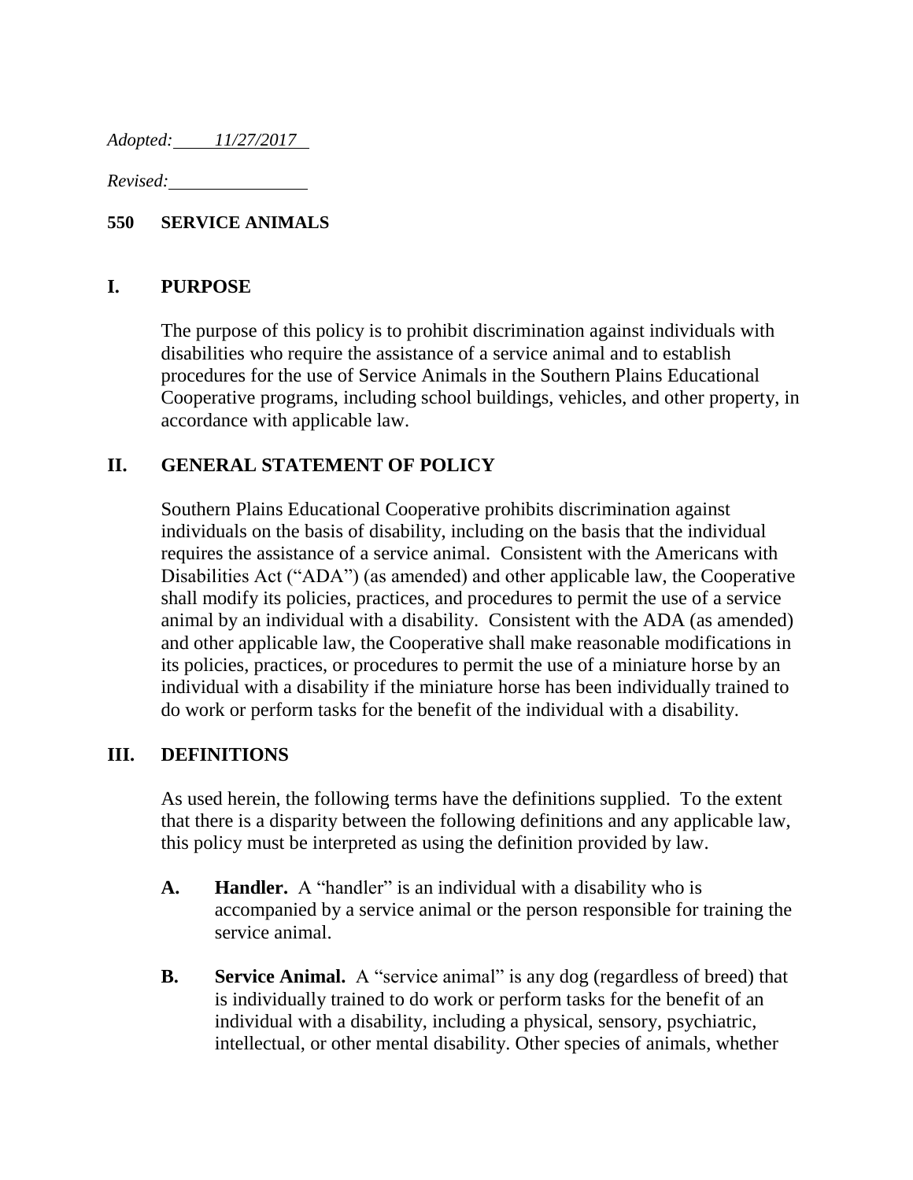*Adopted: 11/27/2017*

*Revised:*

**550 SERVICE ANIMALS**

## I. PURPOSE

The purpose of this policy is to prohibit discrimination against individuals with disabilities who require the assistance of a service animal and to establish procedures for the use of Service Animals in the Southern Plains Educational Cooperative programs, including school buildings, vehicles, and other property, in accordance with applicable law.

## II. GENERAL STATEMENT OF POLICY

Southern Plains Educational Cooperative prohibits discrimination against individuals on the basis of disability, including on the basis that the individual requires the assistance of a service animal. Consistent with the Americans with Disabilities Act ("ADA") (as amended) and other applicable law, the Cooperative shall modify its policies, practices, and procedures to permit the use of a service animal by an individual with a disability. Consistent with the ADA (as amended) and other applicable law, the Cooperative shall make reasonable modifications in its policies, practices, or procedures to permit the use of a miniature horse by an individual with a disability if the miniature horse has been individually trained to do work or perform tasks for the benefit of the individual with a disability.

## III. DEFINITIONS

As used herein, the following terms have the definitions supplied. To the extent that there is a disparity between the following definitions and any applicable law, this policy must be interpreted as using the definition provided by law.

**A. Handler.** A "handler" is an individual with a disability who is accompanied by a service animal or the person responsible for training the service animal.

**B. Service Animal.** A "service animal" is any dog (regardless of breed) that is individually trained to do work or perform tasks for the benefit of an individual with a disability, including a physical, sensory, psychiatric, intellectual, or other mental disability. Other species of animals, whether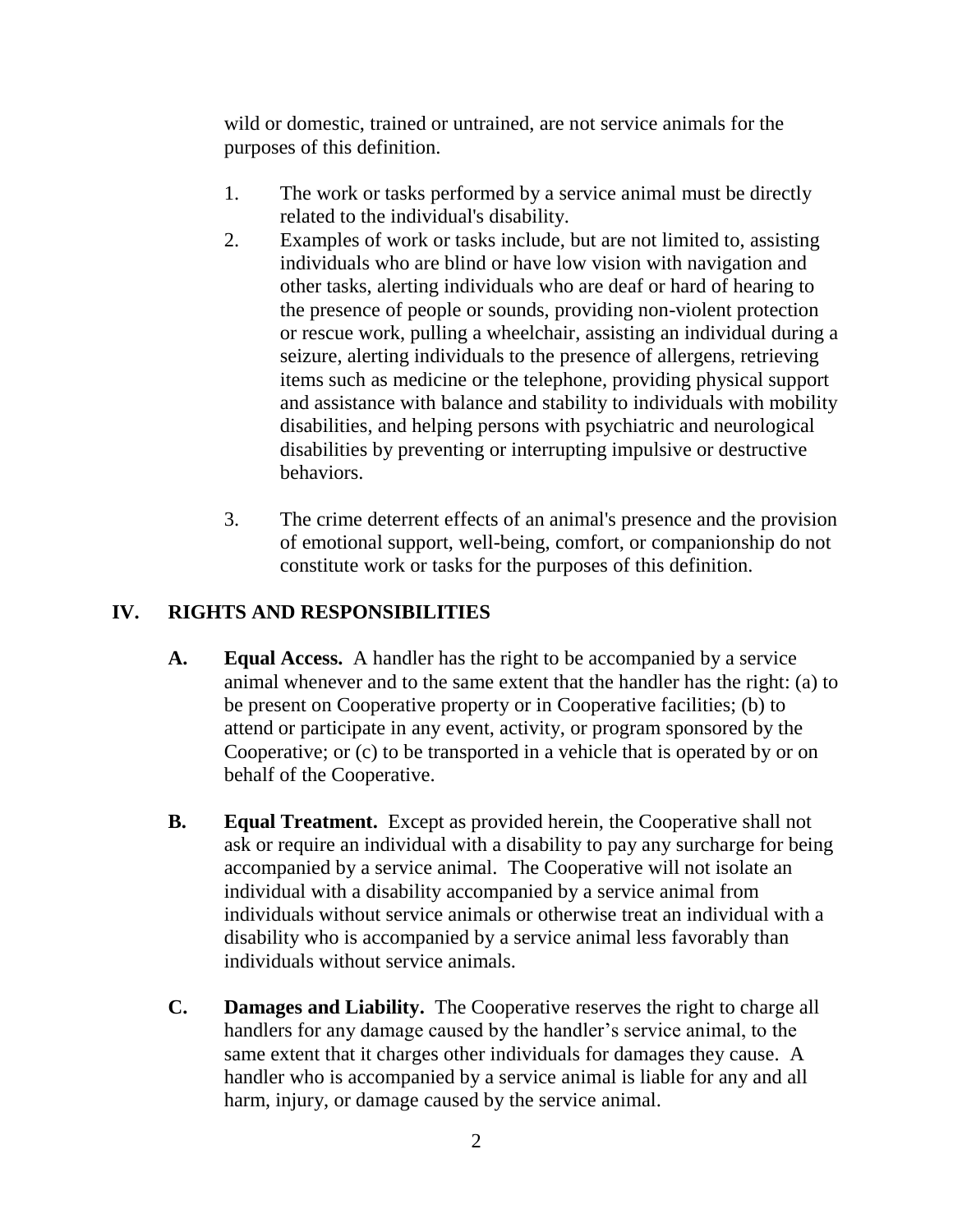wild or domestic, trained or untrained, are not service animals for the purposes of this definition.

1. The work or tasks performed by a service animal must be directly related to the individual's disability.
2. Examples of work or tasks include, but are not limited to, assisting individuals who are blind or have low vision with navigation and other tasks, alerting individuals who are deaf or hard of hearing to the presence of people or sounds, providing non-violent protection or rescue work, pulling a wheelchair, assisting an individual during a seizure, alerting individuals to the presence of allergens, retrieving items such as medicine or the telephone, providing physical support and assistance with balance and stability to individuals with mobility disabilities, and helping persons with psychiatric and neurological disabilities by preventing or interrupting impulsive or destructive behaviors.
3. The crime deterrent effects of an animal's presence and the provision of emotional support, well-being, comfort, or companionship do not constitute work or tasks for the purposes of this definition.

## IV. RIGHTS AND RESPONSIBILITIES

**A. Equal Access.** A handler has the right to be accompanied by a service animal whenever and to the same extent that the handler has the right: (a) to be present on Cooperative property or in Cooperative facilities; (b) to attend or participate in any event, activity, or program sponsored by the Cooperative; or (c) to be transported in a vehicle that is operated by or on behalf of the Cooperative.

**B. Equal Treatment.** Except as provided herein, the Cooperative shall not ask or require an individual with a disability to pay any surcharge for being accompanied by a service animal. The Cooperative will not isolate an individual with a disability accompanied by a service animal from individuals without service animals or otherwise treat an individual with a disability who is accompanied by a service animal less favorably than individuals without service animals.

**C. Damages and Liability.** The Cooperative reserves the right to charge all handlers for any damage caused by the handler's service animal, to the same extent that it charges other individuals for damages they cause. A handler who is accompanied by a service animal is liable for any and all harm, injury, or damage caused by the service animal.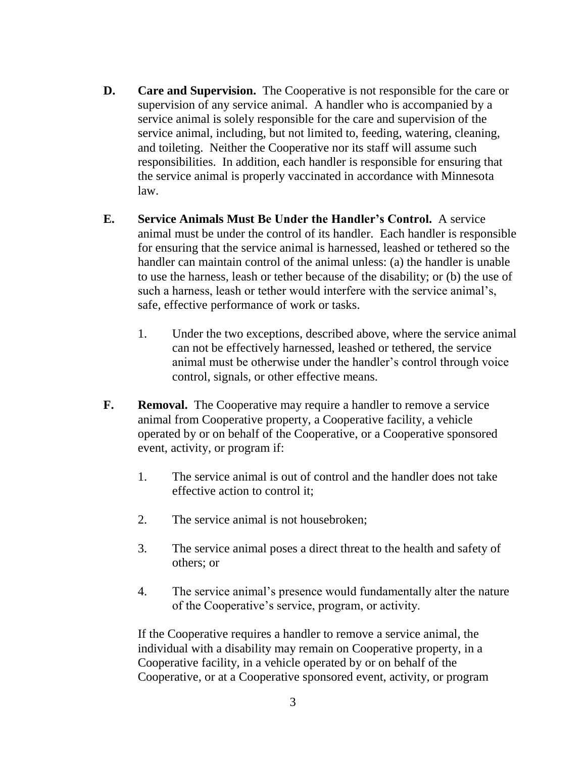**D. Care and Supervision.** The Cooperative is not responsible for the care or supervision of any service animal. A handler who is accompanied by a service animal is solely responsible for the care and supervision of the service animal, including, but not limited to, feeding, watering, cleaning, and toileting. Neither the Cooperative nor its staff will assume such responsibilities. In addition, each handler is responsible for ensuring that the service animal is properly vaccinated in accordance with Minnesota law.

**E. Service Animals Must Be Under the Handler's Control.** A service animal must be under the control of its handler. Each handler is responsible for ensuring that the service animal is harnessed, leashed or tethered so the handler can maintain control of the animal unless: (a) the handler is unable to use the harness, leash or tether because of the disability; or (b) the use of such a harness, leash or tether would interfere with the service animal's, safe, effective performance of work or tasks.

1. Under the two exceptions, described above, where the service animal can not be effectively harnessed, leashed or tethered, the service animal must be otherwise under the handler's control through voice control, signals, or other effective means.

**F. Removal.** The Cooperative may require a handler to remove a service animal from Cooperative property, a Cooperative facility, a vehicle operated by or on behalf of the Cooperative, or a Cooperative sponsored event, activity, or program if:

1. The service animal is out of control and the handler does not take effective action to control it;

2. The service animal is not housebroken;

3. The service animal poses a direct threat to the health and safety of others; or

4. The service animal's presence would fundamentally alter the nature of the Cooperative's service, program, or activity.

If the Cooperative requires a handler to remove a service animal, the individual with a disability may remain on Cooperative property, in a Cooperative facility, in a vehicle operated by or on behalf of the Cooperative, or at a Cooperative sponsored event, activity, or program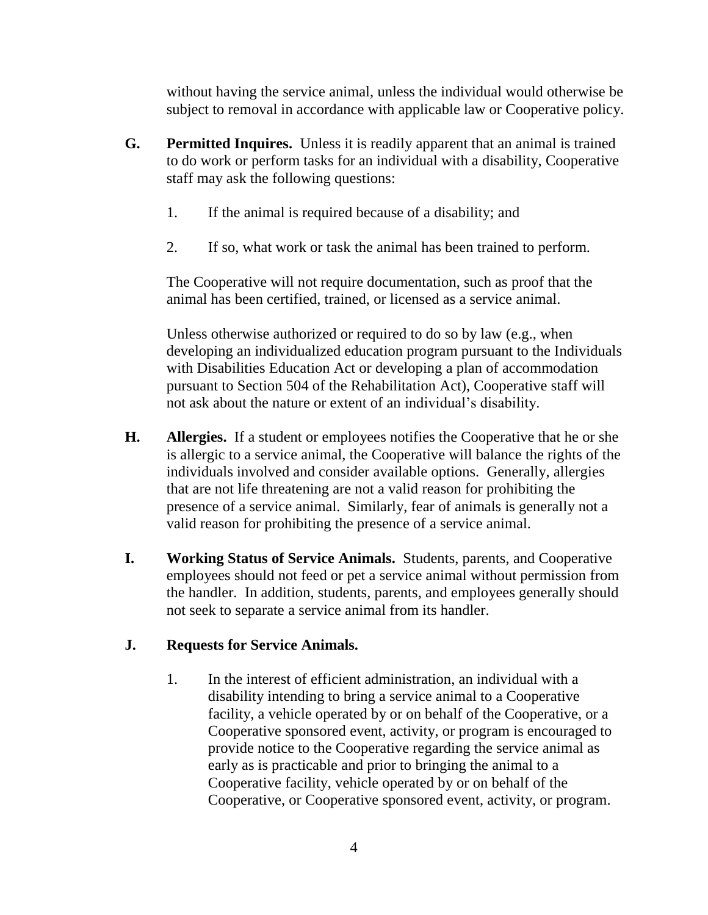without having the service animal, unless the individual would otherwise be subject to removal in accordance with applicable law or Cooperative policy.

**G. Permitted Inquires.** Unless it is readily apparent that an animal is trained to do work or perform tasks for an individual with a disability, Cooperative staff may ask the following questions:

1. If the animal is required because of a disability; and

2. If so, what work or task the animal has been trained to perform.

The Cooperative will not require documentation, such as proof that the animal has been certified, trained, or licensed as a service animal.

Unless otherwise authorized or required to do so by law (e.g., when developing an individualized education program pursuant to the Individuals with Disabilities Education Act or developing a plan of accommodation pursuant to Section 504 of the Rehabilitation Act), Cooperative staff will not ask about the nature or extent of an individual's disability.

**H. Allergies.** If a student or employees notifies the Cooperative that he or she is allergic to a service animal, the Cooperative will balance the rights of the individuals involved and consider available options. Generally, allergies that are not life threatening are not a valid reason for prohibiting the presence of a service animal. Similarly, fear of animals is generally not a valid reason for prohibiting the presence of a service animal.

**I. Working Status of Service Animals.** Students, parents, and Cooperative employees should not feed or pet a service animal without permission from the handler. In addition, students, parents, and employees generally should not seek to separate a service animal from its handler.

**J. Requests for Service Animals.**

1. In the interest of efficient administration, an individual with a disability intending to bring a service animal to a Cooperative facility, a vehicle operated by or on behalf of the Cooperative, or a Cooperative sponsored event, activity, or program is encouraged to provide notice to the Cooperative regarding the service animal as early as is practicable and prior to bringing the animal to a Cooperative facility, vehicle operated by or on behalf of the Cooperative, or Cooperative sponsored event, activity, or program.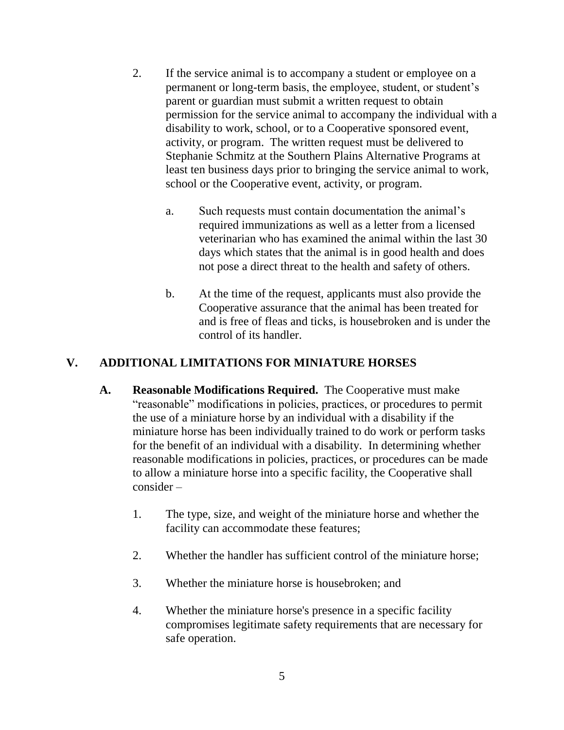2. If the service animal is to accompany a student or employee on a permanent or long-term basis, the employee, student, or student's parent or guardian must submit a written request to obtain permission for the service animal to accompany the individual with a disability to work, school, or to a Cooperative sponsored event, activity, or program. The written request must be delivered to Stephanie Schmitz at the Southern Plains Alternative Programs at least ten business days prior to bringing the service animal to work, school or the Cooperative event, activity, or program.

   a. Such requests must contain documentation the animal's required immunizations as well as a letter from a licensed veterinarian who has examined the animal within the last 30 days which states that the animal is in good health and does not pose a direct threat to the health and safety of others.

   b. At the time of the request, applicants must also provide the Cooperative assurance that the animal has been treated for and is free of fleas and ticks, is housebroken and is under the control of its handler.

## V. ADDITIONAL LIMITATIONS FOR MINIATURE HORSES

**A. Reasonable Modifications Required.** The Cooperative must make "reasonable" modifications in policies, practices, or procedures to permit the use of a miniature horse by an individual with a disability if the miniature horse has been individually trained to do work or perform tasks for the benefit of an individual with a disability. In determining whether reasonable modifications in policies, practices, or procedures can be made to allow a miniature horse into a specific facility, the Cooperative shall consider –

1. The type, size, and weight of the miniature horse and whether the facility can accommodate these features;

2. Whether the handler has sufficient control of the miniature horse;

3. Whether the miniature horse is housebroken; and

4. Whether the miniature horse's presence in a specific facility compromises legitimate safety requirements that are necessary for safe operation.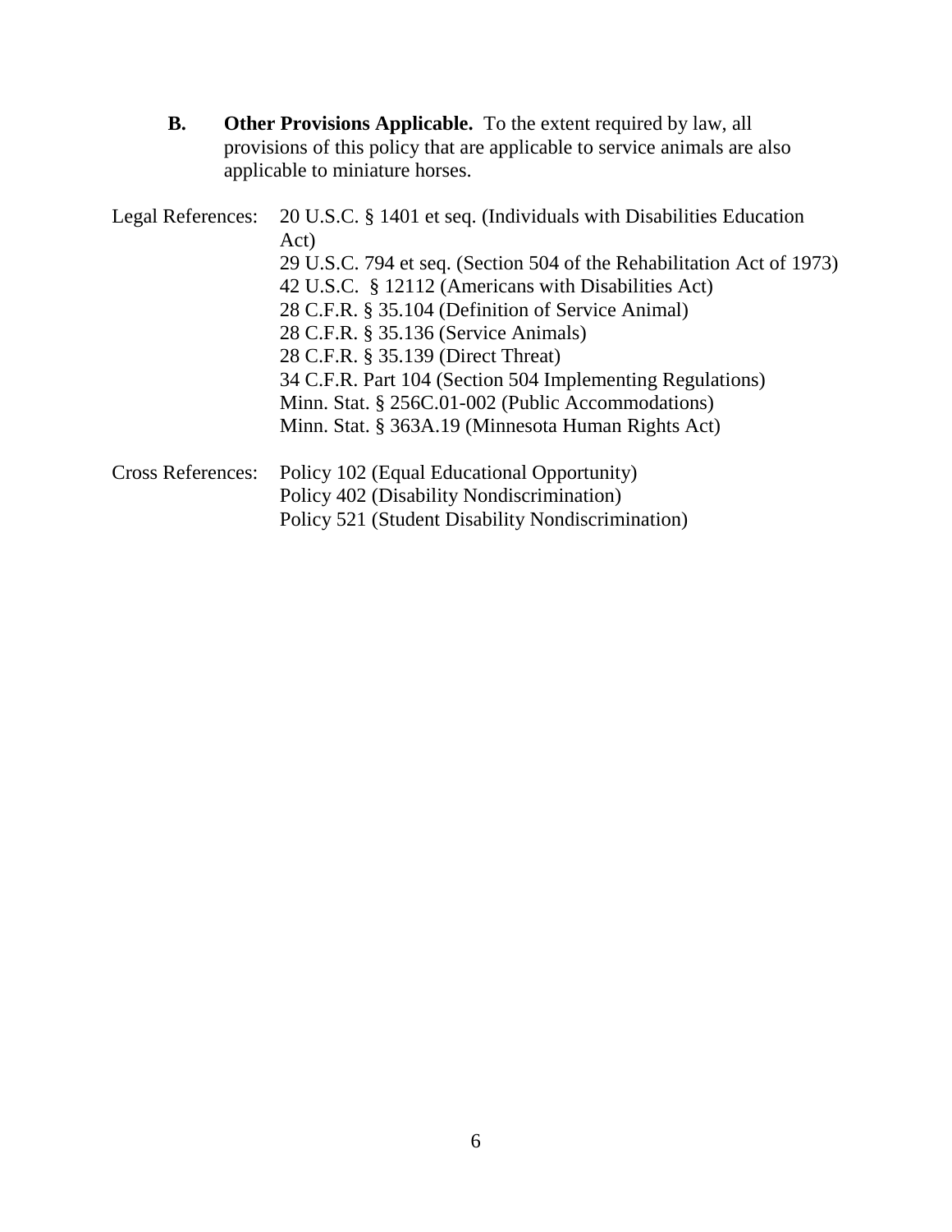**B. Other Provisions Applicable.** To the extent required by law, all provisions of this policy that are applicable to service animals are also applicable to miniature horses.

Legal References:
20 U.S.C. § 1401 et seq. (Individuals with Disabilities Education Act)
29 U.S.C. 794 et seq. (Section 504 of the Rehabilitation Act of 1973)
42 U.S.C. § 12112 (Americans with Disabilities Act)
28 C.F.R. § 35.104 (Definition of Service Animal)
28 C.F.R. § 35.136 (Service Animals)
28 C.F.R. § 35.139 (Direct Threat)
34 C.F.R. Part 104 (Section 504 Implementing Regulations)
Minn. Stat. § 256C.01-002 (Public Accommodations)
Minn. Stat. § 363A.19 (Minnesota Human Rights Act)

Cross References:
Policy 102 (Equal Educational Opportunity)
Policy 402 (Disability Nondiscrimination)
Policy 521 (Student Disability Nondiscrimination)